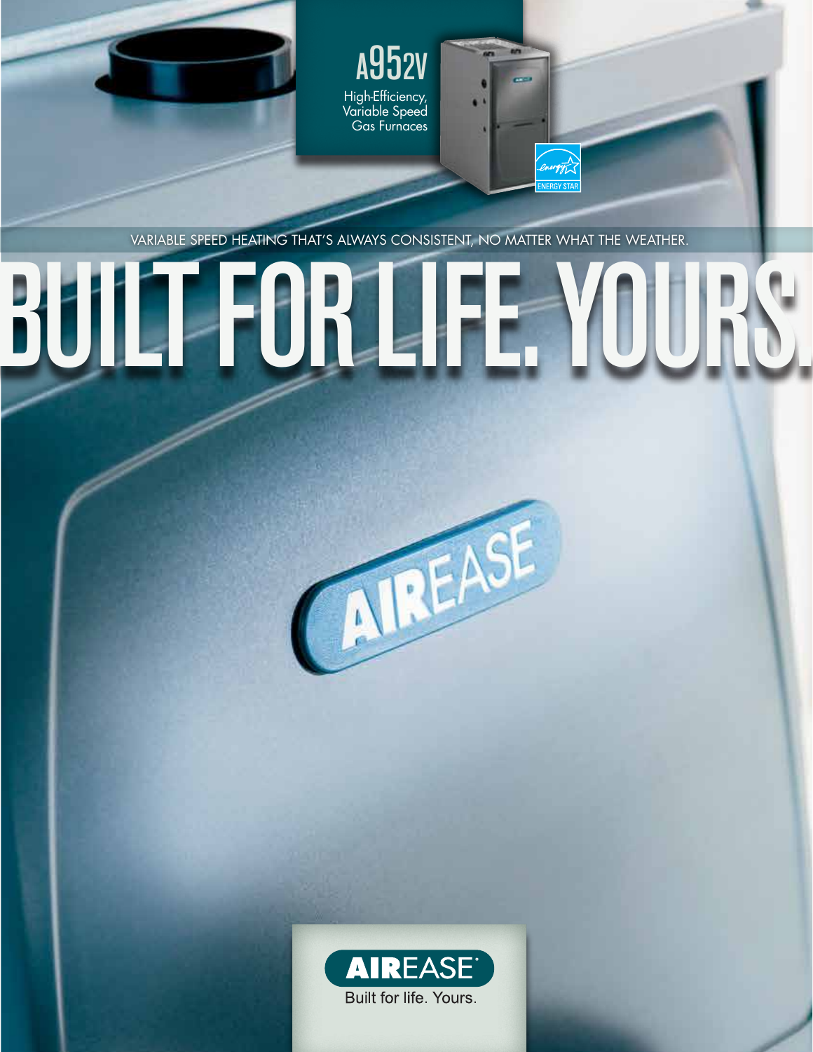# A952V

High-Efficiency, Variable Speed Gas Furnaces

VARIABLE SPEED HEATING THAT'S ALWAYS CONSISTENT, NO MATTER WHAT THE WEATHER.

# BUILT FOR LIFE. YOURS.

AIREASE

Built for life. Yours.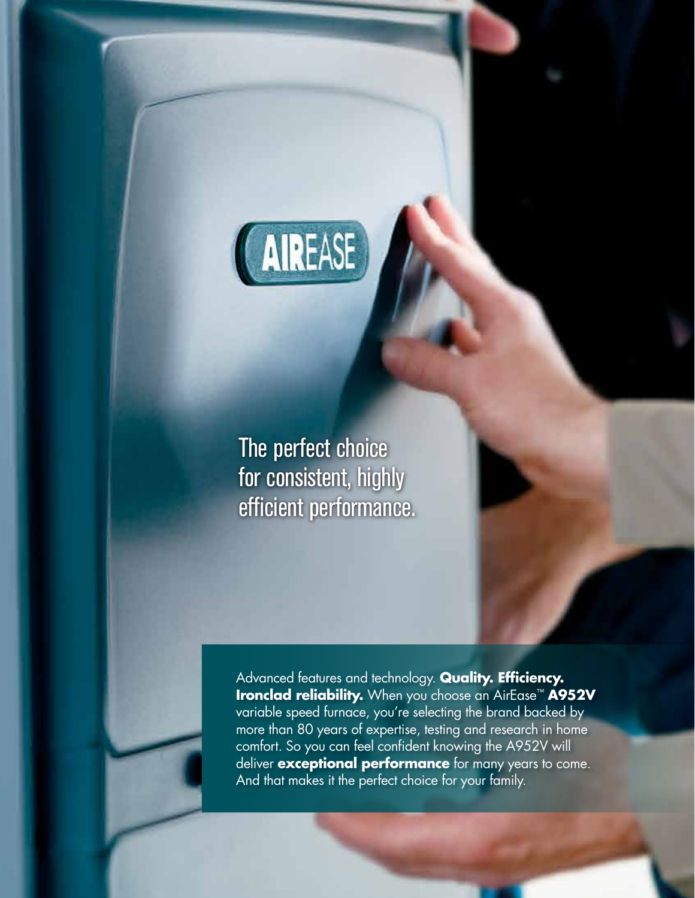The perfect choice for consistent, highly efficient performance.

Advanced features and technology. **Quality. Efficiency. Ironclad reliability.** When you choose an AirEase™ **A952V** variable speed furnace, you're selecting the brand backed by more than 80 years of expertise, testing and research in home comfort. So you can feel confident knowing the A952V will deliver **exceptional performance** for many years to come. And that makes it the perfect choice for your family.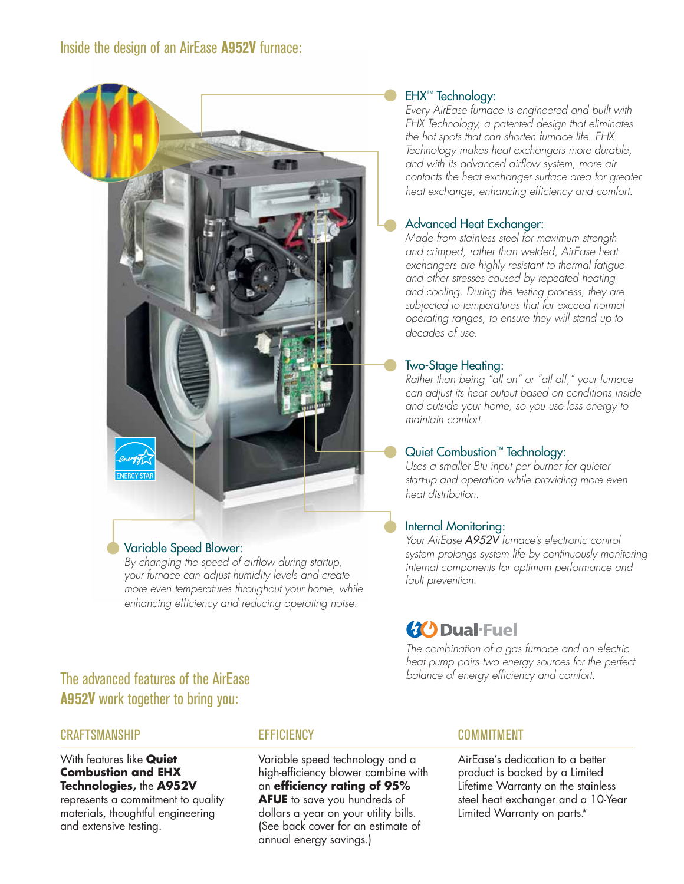## Inside the design of an AirEase **A952V** furnace:

### EHX™ Technology:

*Every AirEase furnace is engineered and built with EHX Technology, a patented design that eliminates the hot spots that can shorten furnace life. EHX Technology makes heat exchangers more durable, and with its advanced airflow system, more air contacts the heat exchanger surface area for greater heat exchange, enhancing efficiency and comfort.*

### Advanced Heat Exchanger:

*Made from stainless steel for maximum strength and crimped, rather than welded, AirEase heat exchangers are highly resistant to thermal fatigue and other stresses caused by repeated heating and cooling. During the testing process, they are subjected to temperatures that far exceed normal operating ranges, to ensure they will stand up to decades of use.*

### Two-Stage Heating:

*Rather than being "all on" or "all off," your furnace can adjust its heat output based on conditions inside and outside your home, so you use less energy to maintain comfort.*

### Quiet Combustion™ Technology:

*Uses a smaller Btu input per burner for quieter start-up and operation while providing more even heat distribution.*

### Internal Monitoring:

*Your AirEase **A952V** furnace's electronic control system prolongs system life by continuously monitoring internal components for optimum performance and fault prevention.*

### Variable Speed Blower:

*By changing the speed of airflow during startup, your furnace can adjust humidity levels and create more even temperatures throughout your home, while enhancing efficiency and reducing operating noise.*

ENERGY STAR

### Dual-Fuel

*The combination of a gas furnace and an electric heat pump pairs two energy sources for the perfect balance of energy efficiency and comfort.*

## The advanced features of the AirEase **A952V** work together to bring you:

### CRAFTSMANSHIP

With features like **Quiet Combustion and EHX Technologies,** the **A952V** represents a commitment to quality materials, thoughtful engineering and extensive testing.

### EFFICIENCY

Variable speed technology and a high-efficiency blower combine with an **efficiency rating of 95% AFUE** to save you hundreds of dollars a year on your utility bills. (See back cover for an estimate of annual energy savings.)

### COMMITMENT

AirEase's dedication to a better product is backed by a Limited Lifetime Warranty on the stainless steel heat exchanger and a 10-Year Limited Warranty on parts.*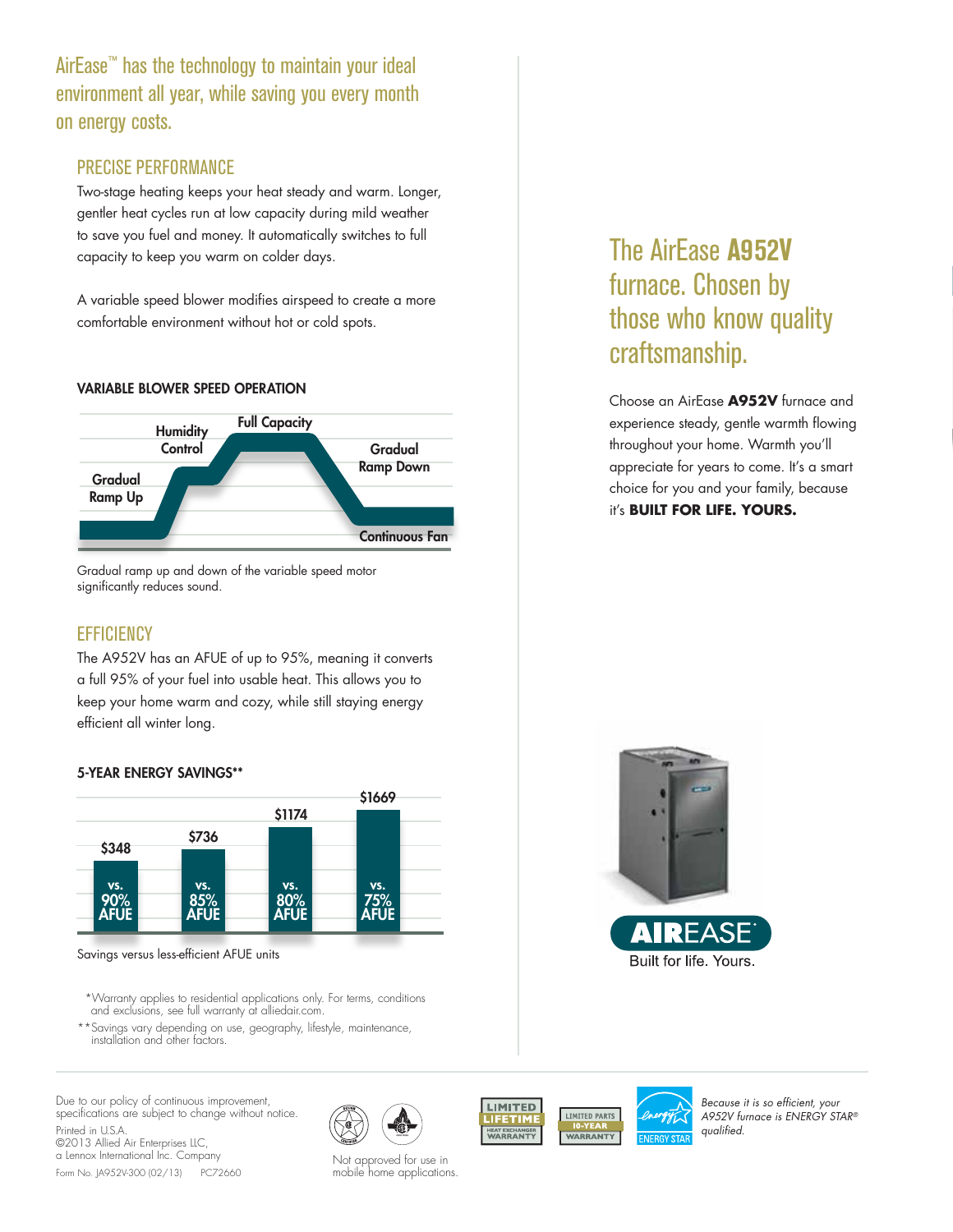AirEase™ has the technology to maintain your ideal environment all year, while saving you every month on energy costs.

## PRECISE PERFORMANCE

Two-stage heating keeps your heat steady and warm. Longer, gentler heat cycles run at low capacity during mild weather to save you fuel and money. It automatically switches to full capacity to keep you warm on colder days.

A variable speed blower modifies airspeed to create a more comfortable environment without hot or cold spots.

**VARIABLE BLOWER SPEED OPERATION**

Gradual Ramp Up
Humidity Control
Full Capacity
Gradual Ramp Down
Continuous Fan

Gradual ramp up and down of the variable speed motor significantly reduces sound.

## EFFICIENCY

The A952V has an AFUE of up to 95%, meaning it converts a full 95% of your fuel into usable heat. This allows you to keep your home warm and cozy, while still staying energy efficient all winter long.

**5-YEAR ENERGY SAVINGS****

$348
vs. 90% AFUE

$736
vs. 85% AFUE

$1174
vs. 80% AFUE

$1669
vs. 75% AFUE

Savings versus less-efficient AFUE units

*Warranty applies to residential applications only. For terms, conditions and exclusions, see full warranty at alliedair.com.

**Savings vary depending on use, geography, lifestyle, maintenance, installation and other factors.

## The AirEase **A952V** furnace. Chosen by those who know quality craftsmanship.

Choose an AirEase **A952V** furnace and experience steady, gentle warmth flowing throughout your home. Warmth you'll appreciate for years to come. It's a smart choice for you and your family, because it's **BUILT FOR LIFE. YOURS.**

**AIREASE**®
Built for life. Yours.

Due to our policy of continuous improvement, specifications are subject to change without notice.
Printed in U.S.A.
©2013 Allied Air Enterprises LLC, a Lennox International Inc. Company
Form No. JA952V-300 (02/13) PC72660

Not approved for use in mobile home applications.

LIMITED LIFETIME HEAT EXCHANGER WARRANTY

LIMITED PARTS 10-YEAR WARRANTY

ENERGY STAR

*Because it is so efficient, your A952V furnace is ENERGY STAR® qualified.*